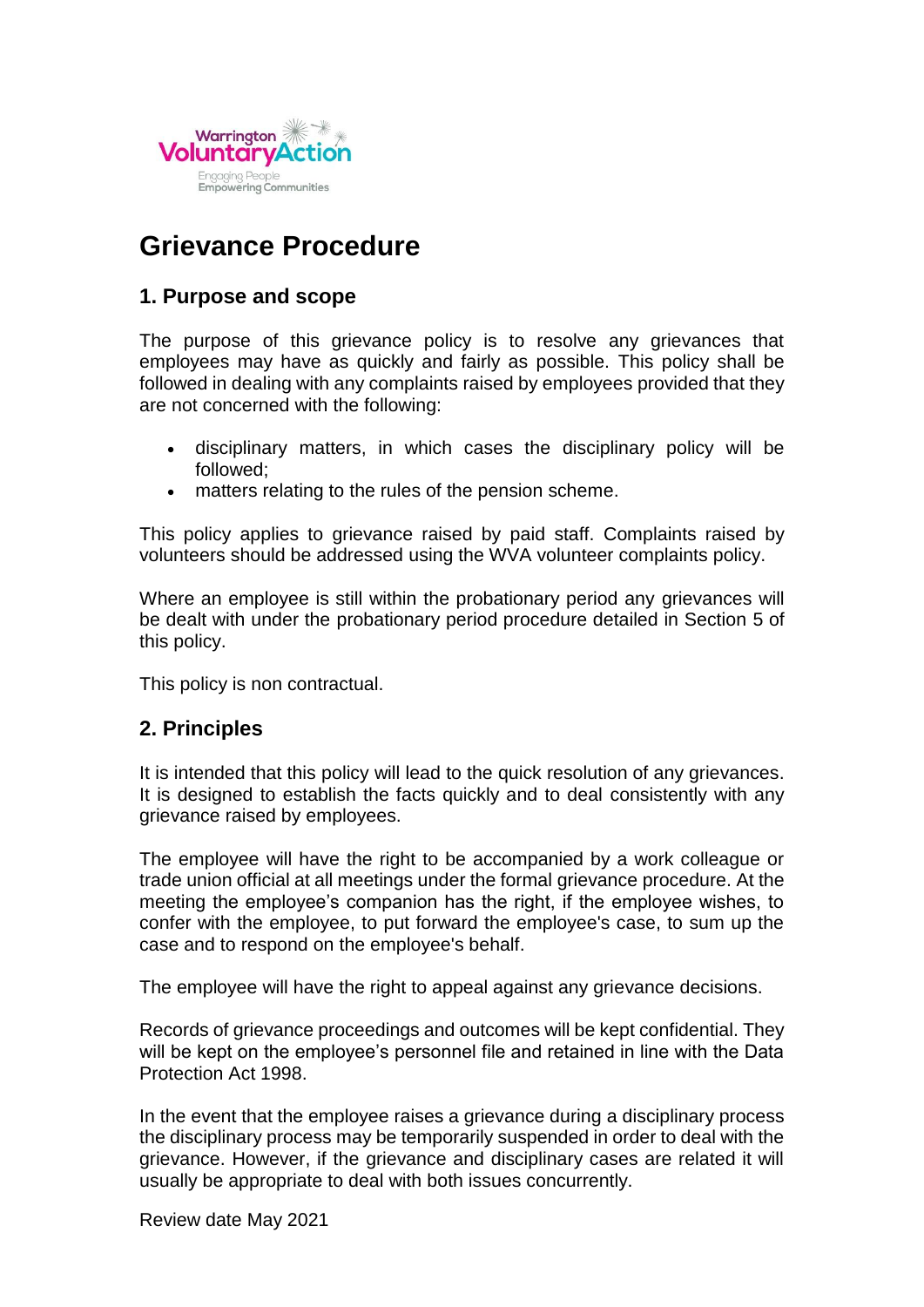# Grievance Procedure

## 1. Purpose and scope

The purpose of this grievance policy is to resolve any grievances that employees may have as quickly and fairly as possible. This policy shall be followed in dealing with any complaints raised by employees provided that they are not concerned with the following:

- disciplinary matters, in which cases the disciplinary policy will be followed;
- matters relating to the rules of the pension scheme.

This policy applies to grievance raised by paid staff. Complaints raised by volunteers should be addressed using the WVA volunteer complaints policy.

Where an employee is still within the probationary period any grievances will be dealt with under the probationary period procedure detailed in Section 5 of this policy.

This policy is non contractual.

## 2. Principles

It is intended that this policy will lead to the quick resolution of any grievances. It is designed to establish the facts quickly and to deal consistently with any grievance raised by employees.

The employee will have the right to be accompanied by a work colleague or trade union official at all meetings under the formal grievance procedure. At the meeting the employee's companion has the right, if the employee wishes, to confer with the employee, to put forward the employee's case, to sum up the case and to respond on the employee's behalf.

The employee will have the right to appeal against any grievance decisions.

Records of grievance proceedings and outcomes will be kept confidential. They will be kept on the employee's personnel file and retained in line with the Data Protection Act 1998.

In the event that the employee raises a grievance during a disciplinary process the disciplinary process may be temporarily suspended in order to deal with the grievance. However, if the grievance and disciplinary cases are related it will usually be appropriate to deal with both issues concurrently.

Review date May 2021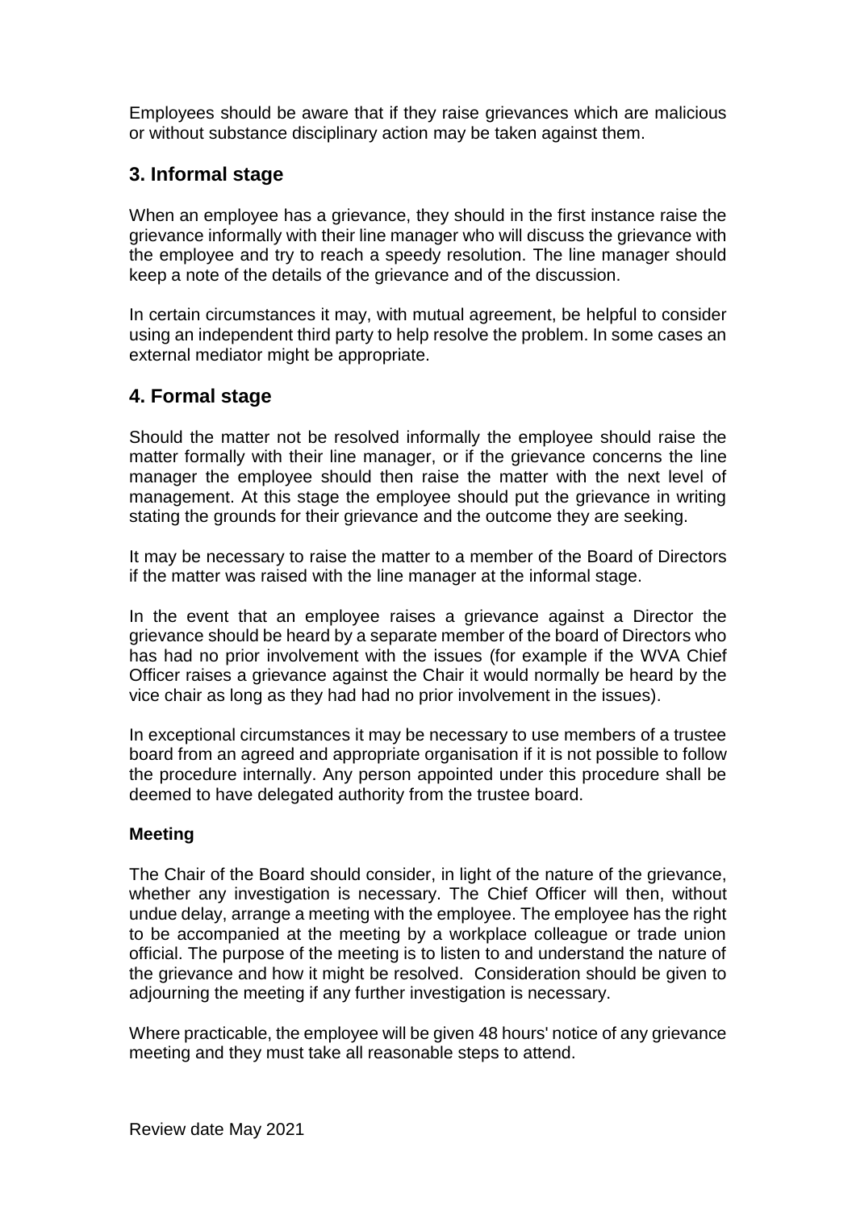Employees should be aware that if they raise grievances which are malicious or without substance disciplinary action may be taken against them.

## 3. Informal stage

When an employee has a grievance, they should in the first instance raise the grievance informally with their line manager who will discuss the grievance with the employee and try to reach a speedy resolution. The line manager should keep a note of the details of the grievance and of the discussion.

In certain circumstances it may, with mutual agreement, be helpful to consider using an independent third party to help resolve the problem. In some cases an external mediator might be appropriate.

## 4. Formal stage

Should the matter not be resolved informally the employee should raise the matter formally with their line manager, or if the grievance concerns the line manager the employee should then raise the matter with the next level of management. At this stage the employee should put the grievance in writing stating the grounds for their grievance and the outcome they are seeking.

It may be necessary to raise the matter to a member of the Board of Directors if the matter was raised with the line manager at the informal stage.

In the event that an employee raises a grievance against a Director the grievance should be heard by a separate member of the board of Directors who has had no prior involvement with the issues (for example if the WVA Chief Officer raises a grievance against the Chair it would normally be heard by the vice chair as long as they had had no prior involvement in the issues).

In exceptional circumstances it may be necessary to use members of a trustee board from an agreed and appropriate organisation if it is not possible to follow the procedure internally. Any person appointed under this procedure shall be deemed to have delegated authority from the trustee board.

**Meeting**

The Chair of the Board should consider, in light of the nature of the grievance, whether any investigation is necessary. The Chief Officer will then, without undue delay, arrange a meeting with the employee. The employee has the right to be accompanied at the meeting by a workplace colleague or trade union official. The purpose of the meeting is to listen to and understand the nature of the grievance and how it might be resolved. Consideration should be given to adjourning the meeting if any further investigation is necessary.

Where practicable, the employee will be given 48 hours' notice of any grievance meeting and they must take all reasonable steps to attend.

Review date May 2021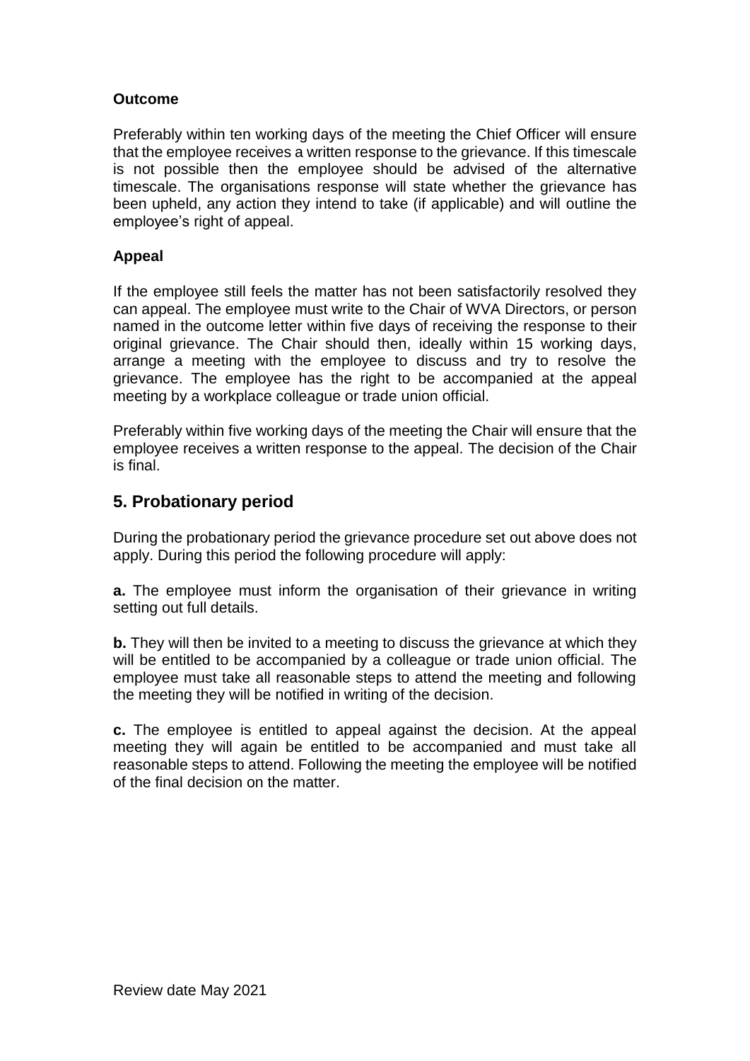### Outcome

Preferably within ten working days of the meeting the Chief Officer will ensure that the employee receives a written response to the grievance. If this timescale is not possible then the employee should be advised of the alternative timescale. The organisations response will state whether the grievance has been upheld, any action they intend to take (if applicable) and will outline the employee's right of appeal.

### Appeal

If the employee still feels the matter has not been satisfactorily resolved they can appeal. The employee must write to the Chair of WVA Directors, or person named in the outcome letter within five days of receiving the response to their original grievance. The Chair should then, ideally within 15 working days, arrange a meeting with the employee to discuss and try to resolve the grievance. The employee has the right to be accompanied at the appeal meeting by a workplace colleague or trade union official.

Preferably within five working days of the meeting the Chair will ensure that the employee receives a written response to the appeal. The decision of the Chair is final.

## 5. Probationary period

During the probationary period the grievance procedure set out above does not apply. During this period the following procedure will apply:

**a.** The employee must inform the organisation of their grievance in writing setting out full details.

**b.** They will then be invited to a meeting to discuss the grievance at which they will be entitled to be accompanied by a colleague or trade union official. The employee must take all reasonable steps to attend the meeting and following the meeting they will be notified in writing of the decision.

**c.** The employee is entitled to appeal against the decision. At the appeal meeting they will again be entitled to be accompanied and must take all reasonable steps to attend. Following the meeting the employee will be notified of the final decision on the matter.

Review date May 2021